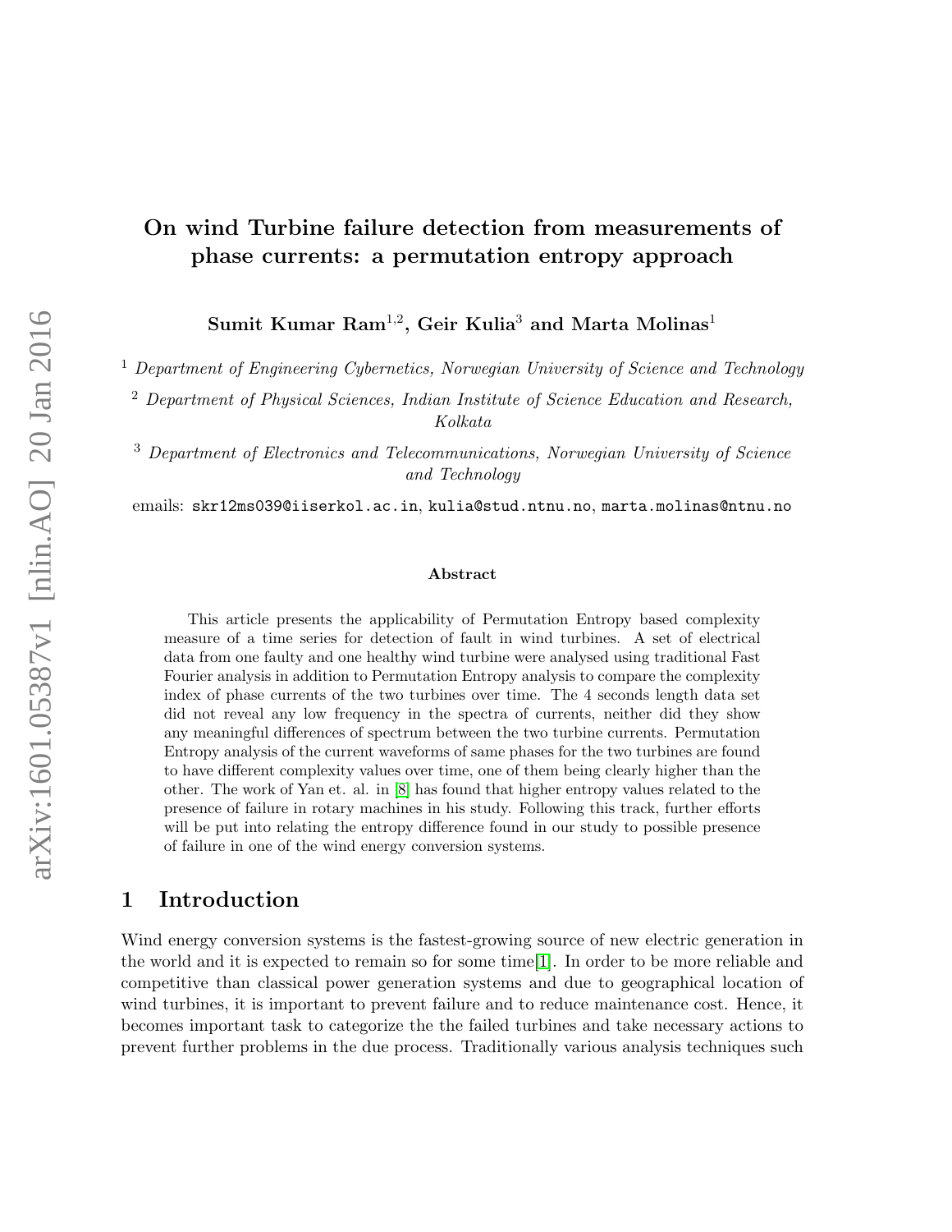# On wind Turbine failure detection from measurements of phase currents: a permutation entropy approach

**Sumit Kumar Ram[1,2], Geir Kulia[3] and Marta Molinas[1]**

[1] *Department of Engineering Cybernetics, Norwegian University of Science and Technology*

[2] *Department of Physical Sciences, Indian Institute of Science Education and Research, Kolkata*

[3] *Department of Electronics and Telecommunications, Norwegian University of Science and Technology*

emails: `skr12ms039@iiserkol.ac.in`, `kulia@stud.ntnu.no`, `marta.molinas@ntnu.no`

### Abstract

This article presents the applicability of Permutation Entropy based complexity measure of a time series for detection of fault in wind turbines. A set of electrical data from one faulty and one healthy wind turbine were analysed using traditional Fast Fourier analysis in addition to Permutation Entropy analysis to compare the complexity index of phase currents of the two turbines over time. The 4 seconds length data set did not reveal any low frequency in the spectra of currents, neither did they show any meaningful differences of spectrum between the two turbine currents. Permutation Entropy analysis of the current waveforms of same phases for the two turbines are found to have different complexity values over time, one of them being clearly higher than the other. The work of Yan et. al. in [8] has found that higher entropy values related to the presence of failure in rotary machines in his study. Following this track, further efforts will be put into relating the entropy difference found in our study to possible presence of failure in one of the wind energy conversion systems.

## 1 Introduction

Wind energy conversion systems is the fastest-growing source of new electric generation in the world and it is expected to remain so for some time[1]. In order to be more reliable and competitive than classical power generation systems and due to geographical location of wind turbines, it is important to prevent failure and to reduce maintenance cost. Hence, it becomes important task to categorize the the failed turbines and take necessary actions to prevent further problems in the due process. Traditionally various analysis techniques such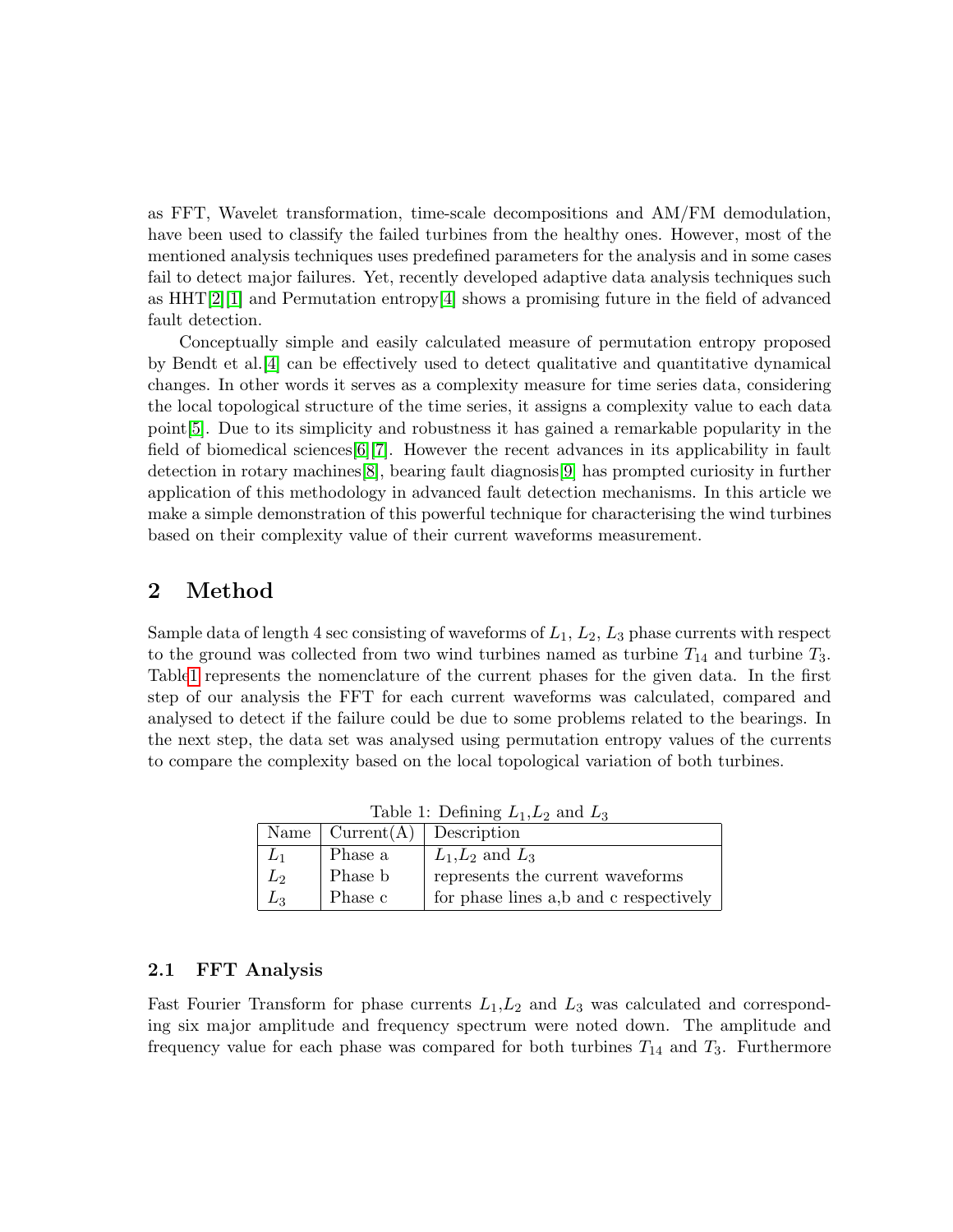as FFT, Wavelet transformation, time-scale decompositions and AM/FM demodulation, have been used to classify the failed turbines from the healthy ones. However, most of the mentioned analysis techniques uses predefined parameters for the analysis and in some cases fail to detect major failures. Yet, recently developed adaptive data analysis techniques such as HHT[2][1] and Permutation entropy[4] shows a promising future in the field of advanced fault detection.

Conceptually simple and easily calculated measure of permutation entropy proposed by Bendt et al.[4] can be effectively used to detect qualitative and quantitative dynamical changes. In other words it serves as a complexity measure for time series data, considering the local topological structure of the time series, it assigns a complexity value to each data point[5]. Due to its simplicity and robustness it has gained a remarkable popularity in the field of biomedical sciences[6][7]. However the recent advances in its applicability in fault detection in rotary machines[8], bearing fault diagnosis[9] has prompted curiosity in further application of this methodology in advanced fault detection mechanisms. In this article we make a simple demonstration of this powerful technique for characterising the wind turbines based on their complexity value of their current waveforms measurement.

## 2 Method

Sample data of length 4 sec consisting of waveforms of $L_1$, $L_2$, $L_3$ phase currents with respect to the ground was collected from two wind turbines named as turbine $T_{14}$ and turbine $T_3$. Table1 represents the nomenclature of the current phases for the given data. In the first step of our analysis the FFT for each current waveforms was calculated, compared and analysed to detect if the failure could be due to some problems related to the bearings. In the next step, the data set was analysed using permutation entropy values of the currents to compare the complexity based on the local topological variation of both turbines.

Table 1: Defining $L_1$,$L_2$ and $L_3$

| Name | Current(A) | Description |
|---|---|---|
| $L_1$ | Phase a | $L_1$,$L_2$ and $L_3$ |
| $L_2$ | Phase b | represents the current waveforms |
| $L_3$ | Phase c | for phase lines a,b and c respectively |

### 2.1 FFT Analysis

Fast Fourier Transform for phase currents $L_1$,$L_2$ and $L_3$ was calculated and corresponding six major amplitude and frequency spectrum were noted down. The amplitude and frequency value for each phase was compared for both turbines $T_{14}$ and $T_3$. Furthermore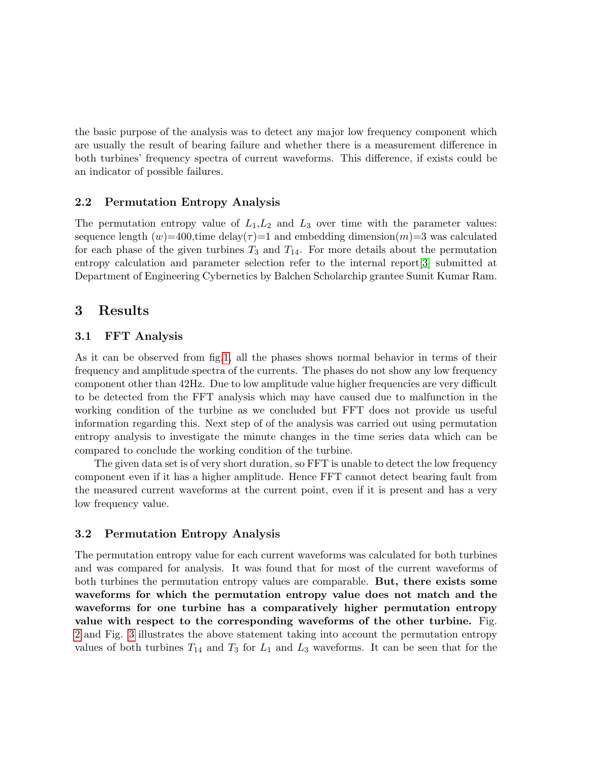the basic purpose of the analysis was to detect any major low frequency component which are usually the result of bearing failure and whether there is a measurement difference in both turbines' frequency spectra of current waveforms. This difference, if exists could be an indicator of possible failures.

### 2.2 Permutation Entropy Analysis

The permutation entropy value of $L_1$,$L_2$ and $L_3$ over time with the parameter values: sequence length ($w$)=400,time delay($\tau$)=1 and embedding dimension($m$)=3 was calculated for each phase of the given turbines $T_3$ and $T_{14}$. For more details about the permutation entropy calculation and parameter selection refer to the internal report[3] submitted at Department of Engineering Cybernetics by Balchen Scholarchip grantee Sumit Kumar Ram.

## 3 Results

### 3.1 FFT Analysis

As it can be observed from fig.1, all the phases shows normal behavior in terms of their frequency and amplitude spectra of the currents. The phases do not show any low frequency component other than 42Hz. Due to low amplitude value higher frequencies are very difficult to be detected from the FFT analysis which may have caused due to malfunction in the working condition of the turbine as we concluded but FFT does not provide us useful information regarding this. Next step of of the analysis was carried out using permutation entropy analysis to investigate the minute changes in the time series data which can be compared to conclude the working condition of the turbine.

The given data set is of very short duration, so FFT is unable to detect the low frequency component even if it has a higher amplitude. Hence FFT cannot detect bearing fault from the measured current waveforms at the current point, even if it is present and has a very low frequency value.

### 3.2 Permutation Entropy Analysis

The permutation entropy value for each current waveforms was calculated for both turbines and was compared for analysis. It was found that for most of the current waveforms of both turbines the permutation entropy values are comparable. **But, there exists some waveforms for which the permutation entropy value does not match and the waveforms for one turbine has a comparatively higher permutation entropy value with respect to the corresponding waveforms of the other turbine.** Fig. 2 and Fig. 3 illustrates the above statement taking into account the permutation entropy values of both turbines $T_{14}$ and $T_3$ for $L_1$ and $L_3$ waveforms. It can be seen that for the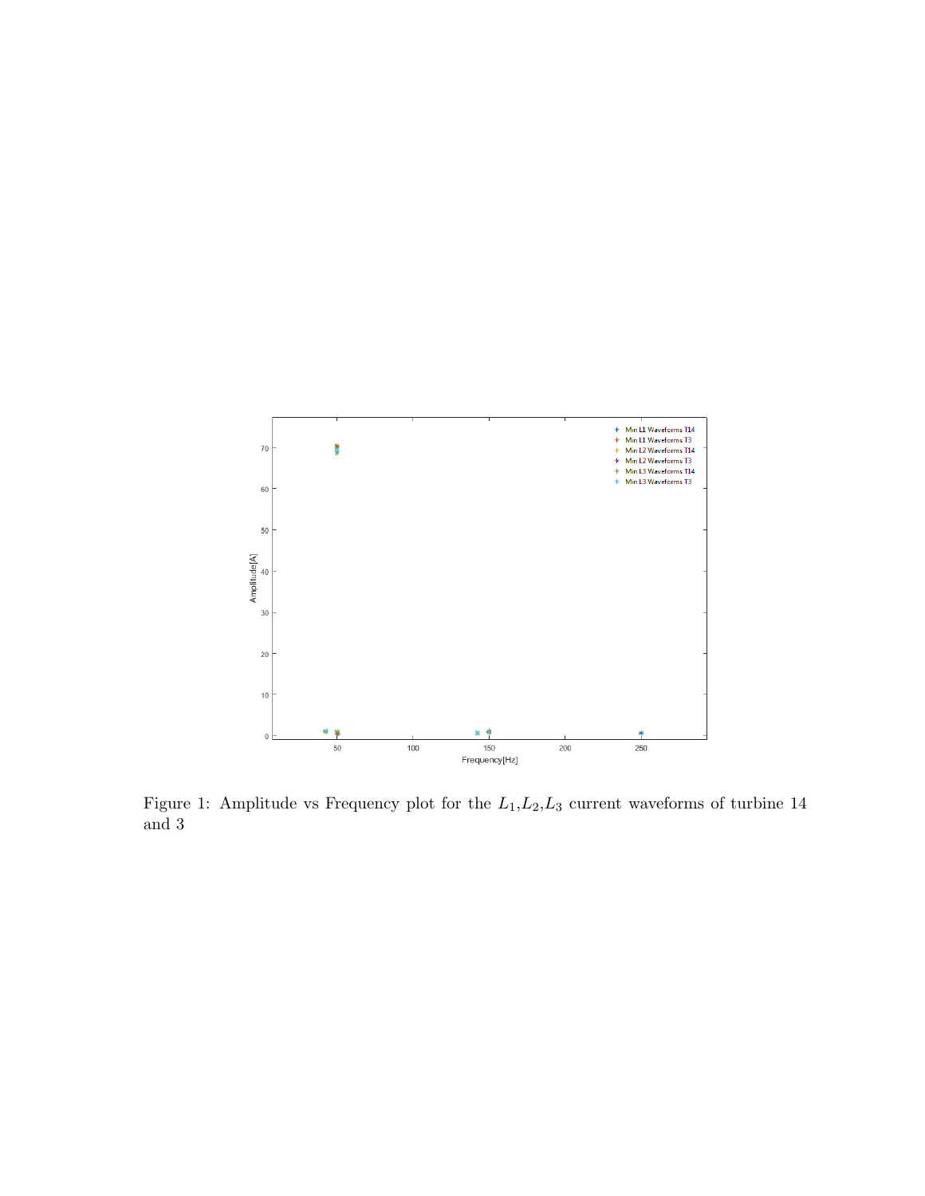Figure 1: Amplitude vs Frequency plot for the $L_1$,$L_2$,$L_3$ current waveforms of turbine 14 and 3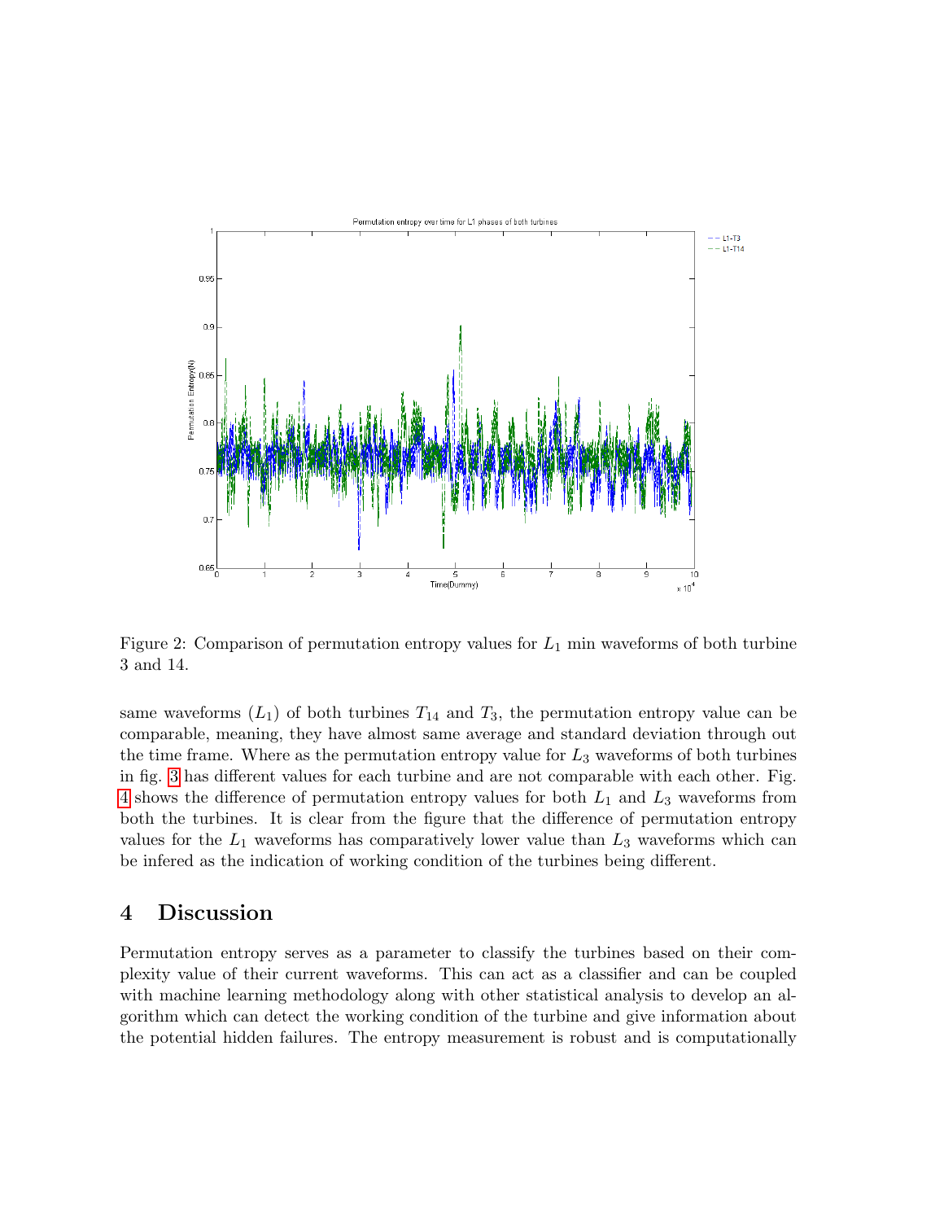Figure 2: Comparison of permutation entropy values for $L_1$ min waveforms of both turbine 3 and 14.

same waveforms ($L_1$) of both turbines $T_{14}$ and $T_3$, the permutation entropy value can be comparable, meaning, they have almost same average and standard deviation through out the time frame. Where as the permutation entropy value for $L_3$ waveforms of both turbines in fig. 3 has different values for each turbine and are not comparable with each other. Fig. 4 shows the difference of permutation entropy values for both $L_1$ and $L_3$ waveforms from both the turbines. It is clear from the figure that the difference of permutation entropy values for the $L_1$ waveforms has comparatively lower value than $L_3$ waveforms which can be infered as the indication of working condition of the turbines being different.

## 4 Discussion

Permutation entropy serves as a parameter to classify the turbines based on their complexity value of their current waveforms. This can act as a classifier and can be coupled with machine learning methodology along with other statistical analysis to develop an algorithm which can detect the working condition of the turbine and give information about the potential hidden failures. The entropy measurement is robust and is computationally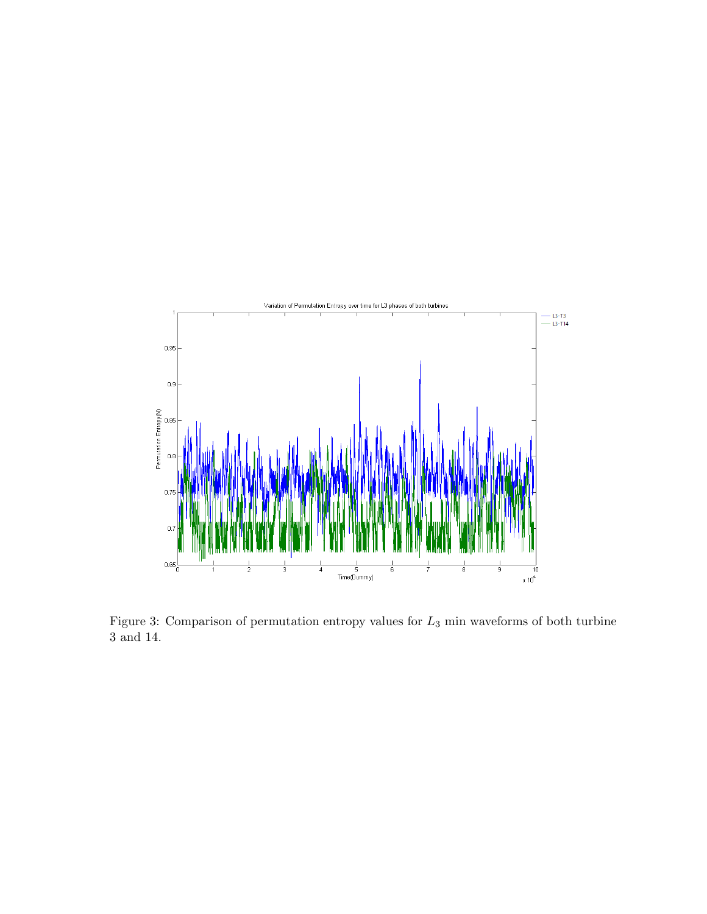Figure 3: Comparison of permutation entropy values for $L_3$ min waveforms of both turbine 3 and 14.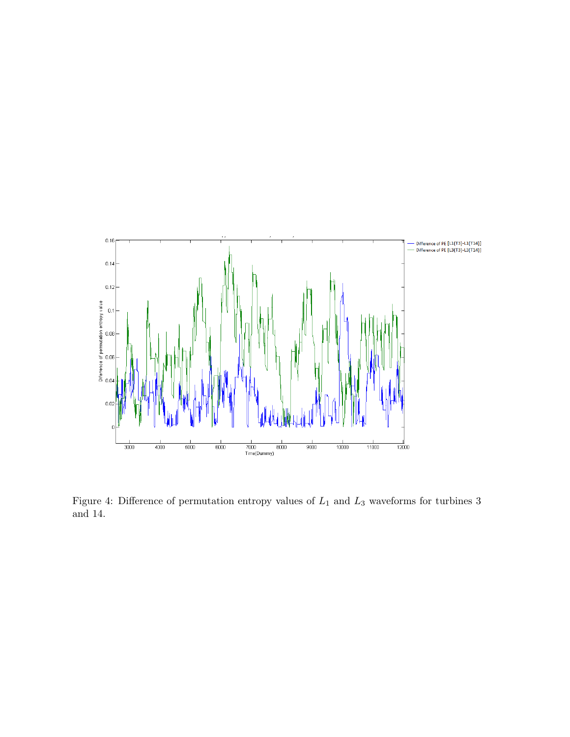Figure 4: Difference of permutation entropy values of $L_1$ and $L_3$ waveforms for turbines 3 and 14.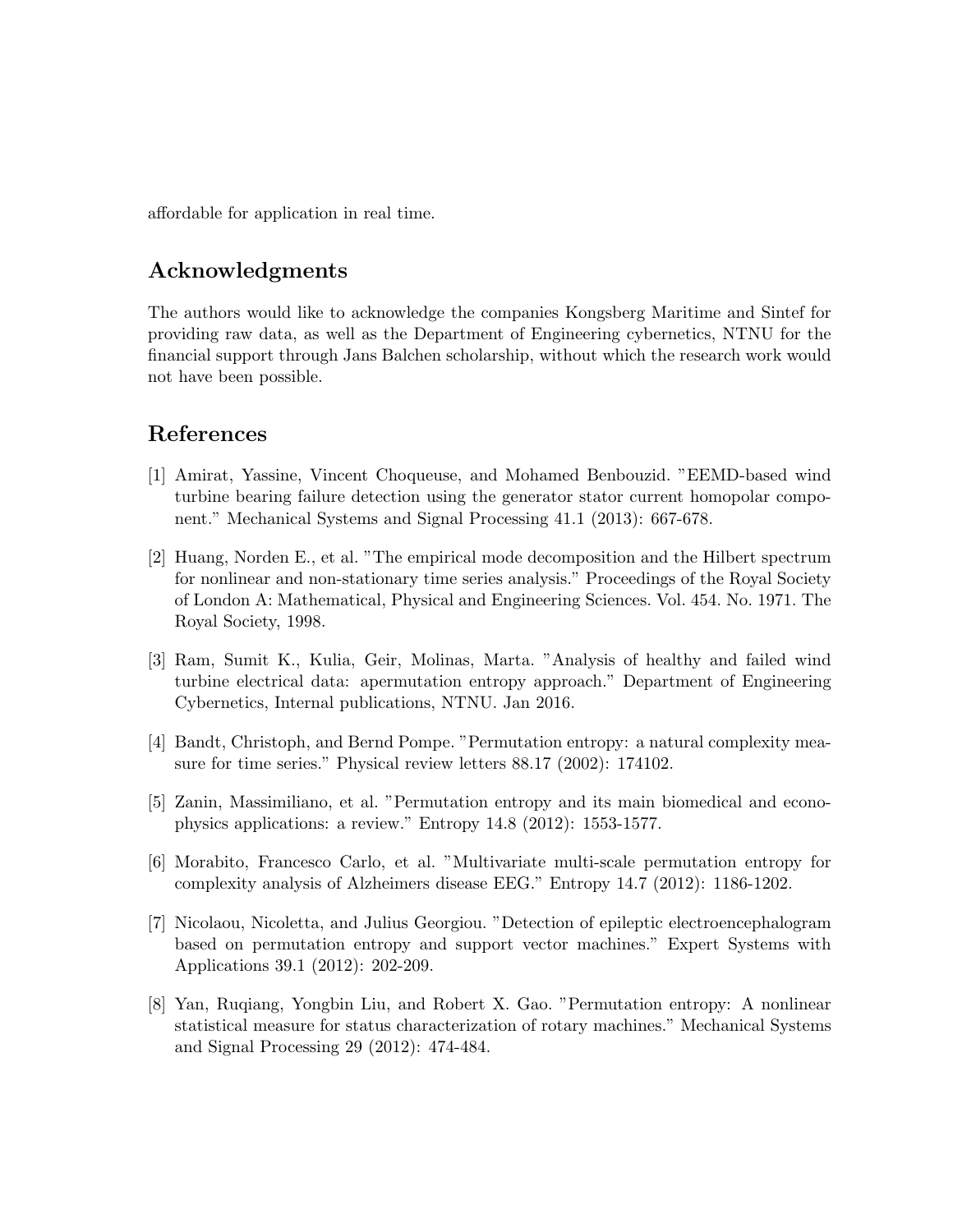affordable for application in real time.

## Acknowledgments

The authors would like to acknowledge the companies Kongsberg Maritime and Sintef for providing raw data, as well as the Department of Engineering cybernetics, NTNU for the financial support through Jans Balchen scholarship, without which the research work would not have been possible.

## References

[1] Amirat, Yassine, Vincent Choqueuse, and Mohamed Benbouzid. "EEMD-based wind turbine bearing failure detection using the generator stator current homopolar component." Mechanical Systems and Signal Processing 41.1 (2013): 667-678.

[2] Huang, Norden E., et al. "The empirical mode decomposition and the Hilbert spectrum for nonlinear and non-stationary time series analysis." Proceedings of the Royal Society of London A: Mathematical, Physical and Engineering Sciences. Vol. 454. No. 1971. The Royal Society, 1998.

[3] Ram, Sumit K., Kulia, Geir, Molinas, Marta. "Analysis of healthy and failed wind turbine electrical data: apermutation entropy approach." Department of Engineering Cybernetics, Internal publications, NTNU. Jan 2016.

[4] Bandt, Christoph, and Bernd Pompe. "Permutation entropy: a natural complexity measure for time series." Physical review letters 88.17 (2002): 174102.

[5] Zanin, Massimiliano, et al. "Permutation entropy and its main biomedical and econophysics applications: a review." Entropy 14.8 (2012): 1553-1577.

[6] Morabito, Francesco Carlo, et al. "Multivariate multi-scale permutation entropy for complexity analysis of Alzheimers disease EEG." Entropy 14.7 (2012): 1186-1202.

[7] Nicolaou, Nicoletta, and Julius Georgiou. "Detection of epileptic electroencephalogram based on permutation entropy and support vector machines." Expert Systems with Applications 39.1 (2012): 202-209.

[8] Yan, Ruqiang, Yongbin Liu, and Robert X. Gao. "Permutation entropy: A nonlinear statistical measure for status characterization of rotary machines." Mechanical Systems and Signal Processing 29 (2012): 474-484.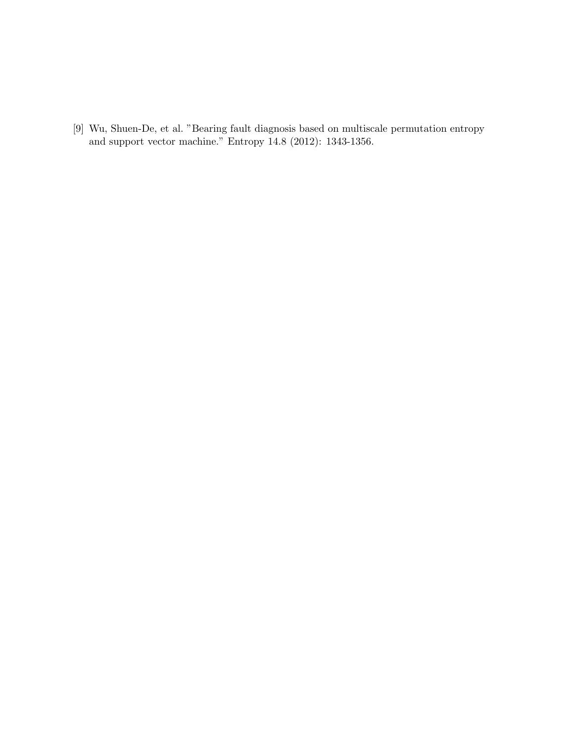[9] Wu, Shuen-De, et al. "Bearing fault diagnosis based on multiscale permutation entropy and support vector machine." Entropy 14.8 (2012): 1343-1356.